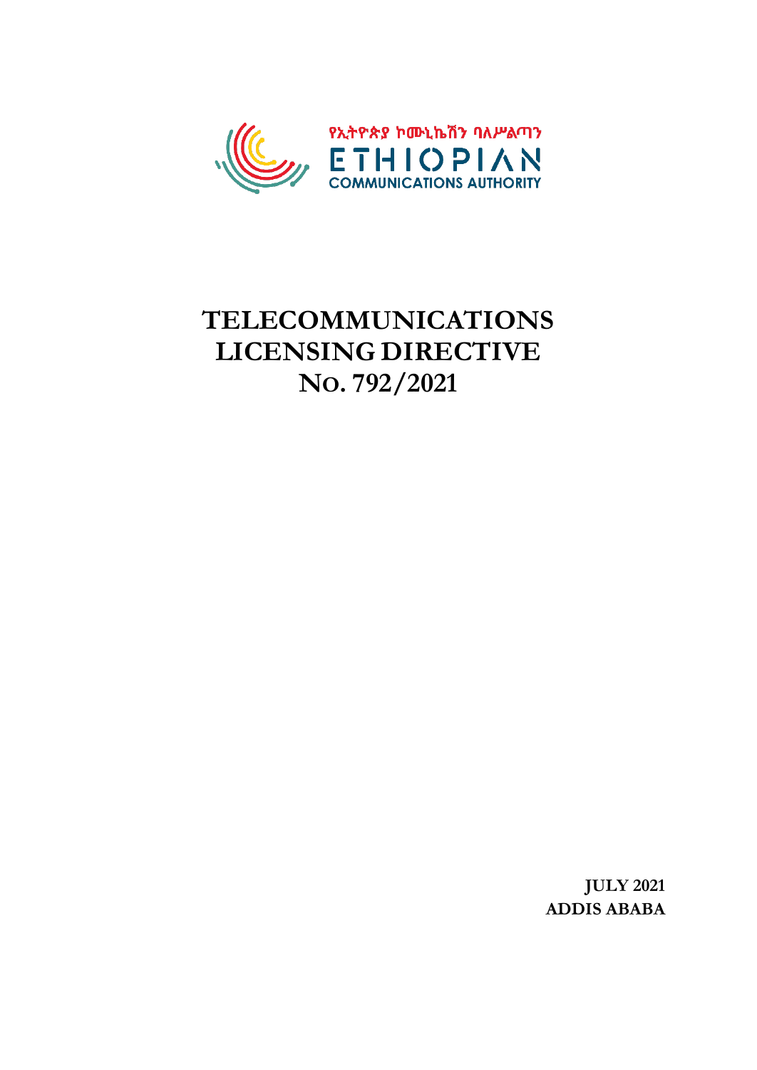የኢትዮጵያ ኮሙኒኬሽን ባለሥልጣን

ETHIOPIAN
COMMUNICATIONS AUTHORITY

# TELECOMMUNICATIONS LICENSING DIRECTIVE No. 792/2021

**JULY 2021**
**ADDIS ABABA**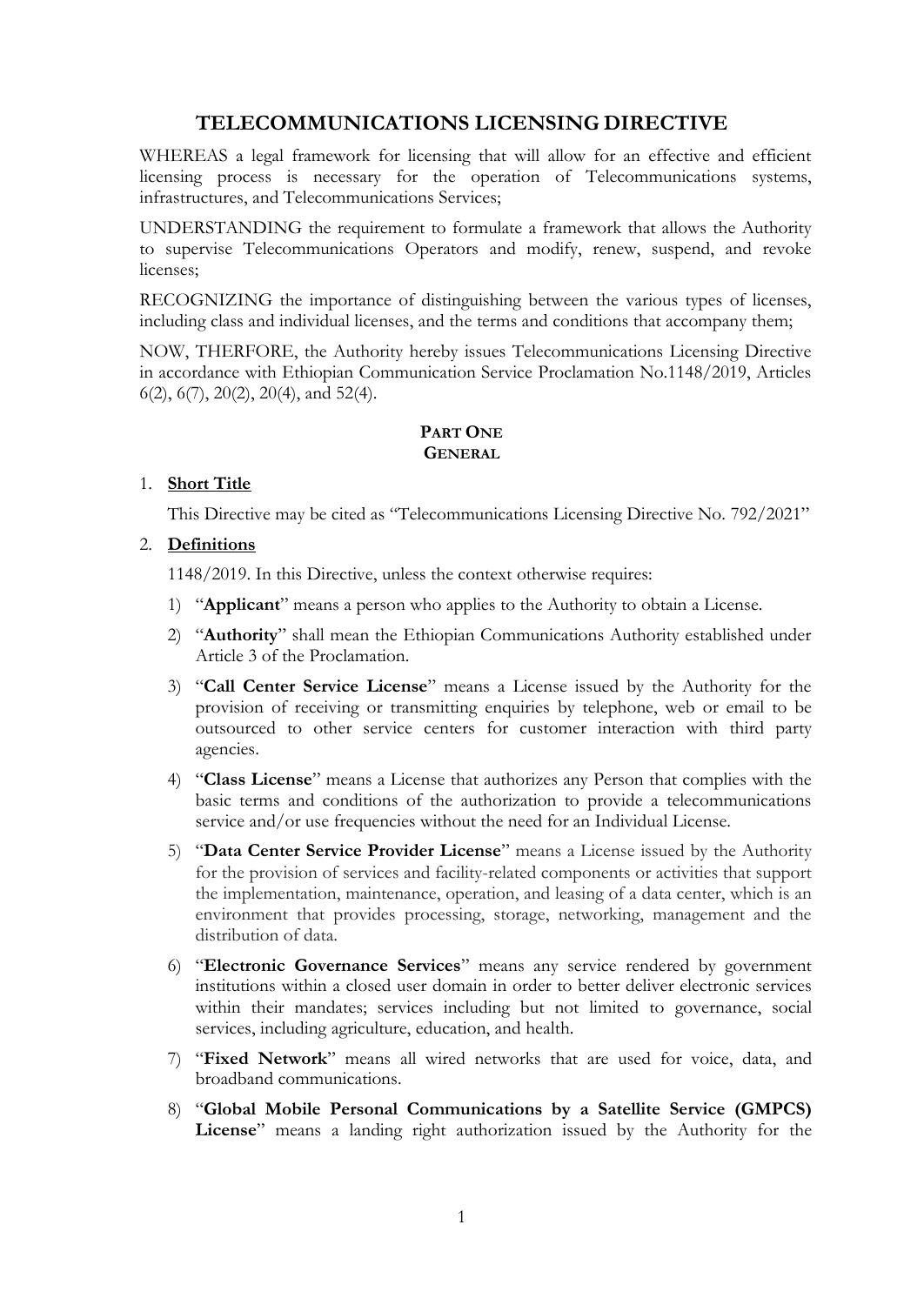# TELECOMMUNICATIONS LICENSING DIRECTIVE

WHEREAS a legal framework for licensing that will allow for an effective and efficient licensing process is necessary for the operation of Telecommunications systems, infrastructures, and Telecommunications Services;

UNDERSTANDING the requirement to formulate a framework that allows the Authority to supervise Telecommunications Operators and modify, renew, suspend, and revoke licenses;

RECOGNIZING the importance of distinguishing between the various types of licenses, including class and individual licenses, and the terms and conditions that accompany them;

NOW, THERFORE, the Authority hereby issues Telecommunications Licensing Directive in accordance with Ethiopian Communication Service Proclamation No.1148/2019, Articles 6(2), 6(7), 20(2), 20(4), and 52(4).

## PART ONE
## GENERAL

1. **Short Title**

   This Directive may be cited as "Telecommunications Licensing Directive No. 792/2021"

2. **Definitions**

   1148/2019. In this Directive, unless the context otherwise requires:

   1) "**Applicant**" means a person who applies to the Authority to obtain a License.
   2) "**Authority**" shall mean the Ethiopian Communications Authority established under Article 3 of the Proclamation.
   3) "**Call Center Service License**" means a License issued by the Authority for the provision of receiving or transmitting enquiries by telephone, web or email to be outsourced to other service centers for customer interaction with third party agencies.
   4) "**Class License**" means a License that authorizes any Person that complies with the basic terms and conditions of the authorization to provide a telecommunications service and/or use frequencies without the need for an Individual License.
   5) "**Data Center Service Provider License**" means a License issued by the Authority for the provision of services and facility-related components or activities that support the implementation, maintenance, operation, and leasing of a data center, which is an environment that provides processing, storage, networking, management and the distribution of data.
   6) "**Electronic Governance Services**" means any service rendered by government institutions within a closed user domain in order to better deliver electronic services within their mandates; services including but not limited to governance, social services, including agriculture, education, and health.
   7) "**Fixed Network**" means all wired networks that are used for voice, data, and broadband communications.
   8) "**Global Mobile Personal Communications by a Satellite Service (GMPCS) License**" means a landing right authorization issued by the Authority for the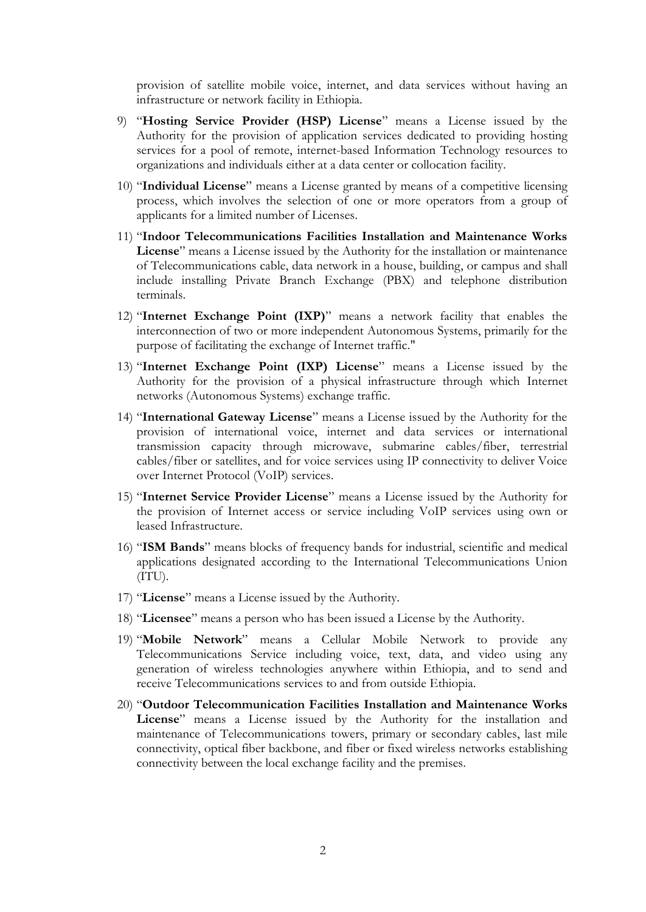provision of satellite mobile voice, internet, and data services without having an infrastructure or network facility in Ethiopia.

9) "**Hosting Service Provider (HSP) License**" means a License issued by the Authority for the provision of application services dedicated to providing hosting services for a pool of remote, internet-based Information Technology resources to organizations and individuals either at a data center or collocation facility.

10) "**Individual License**" means a License granted by means of a competitive licensing process, which involves the selection of one or more operators from a group of applicants for a limited number of Licenses.

11) "**Indoor Telecommunications Facilities Installation and Maintenance Works License**" means a License issued by the Authority for the installation or maintenance of Telecommunications cable, data network in a house, building, or campus and shall include installing Private Branch Exchange (PBX) and telephone distribution terminals.

12) "**Internet Exchange Point (IXP)**" means a network facility that enables the interconnection of two or more independent Autonomous Systems, primarily for the purpose of facilitating the exchange of Internet traffic."

13) "**Internet Exchange Point (IXP) License**" means a License issued by the Authority for the provision of a physical infrastructure through which Internet networks (Autonomous Systems) exchange traffic.

14) "**International Gateway License**" means a License issued by the Authority for the provision of international voice, internet and data services or international transmission capacity through microwave, submarine cables/fiber, terrestrial cables/fiber or satellites, and for voice services using IP connectivity to deliver Voice over Internet Protocol (VoIP) services.

15) "**Internet Service Provider License**" means a License issued by the Authority for the provision of Internet access or service including VoIP services using own or leased Infrastructure.

16) "**ISM Bands**" means blocks of frequency bands for industrial, scientific and medical applications designated according to the International Telecommunications Union (ITU).

17) "**License**" means a License issued by the Authority.

18) "**Licensee**" means a person who has been issued a License by the Authority.

19) "**Mobile Network**" means a Cellular Mobile Network to provide any Telecommunications Service including voice, text, data, and video using any generation of wireless technologies anywhere within Ethiopia, and to send and receive Telecommunications services to and from outside Ethiopia.

20) "**Outdoor Telecommunication Facilities Installation and Maintenance Works License**" means a License issued by the Authority for the installation and maintenance of Telecommunications towers, primary or secondary cables, last mile connectivity, optical fiber backbone, and fiber or fixed wireless networks establishing connectivity between the local exchange facility and the premises.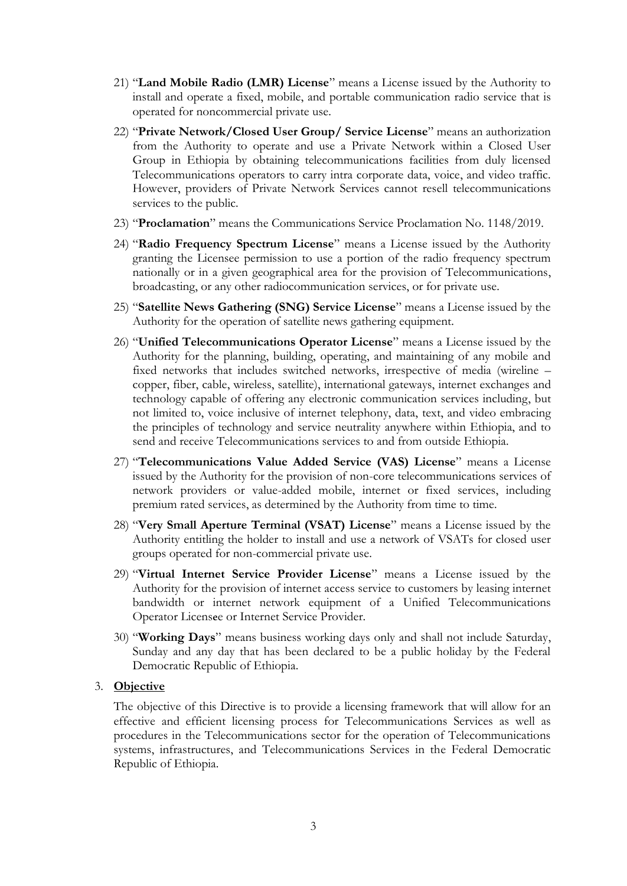21) "**Land Mobile Radio (LMR) License**" means a License issued by the Authority to install and operate a fixed, mobile, and portable communication radio service that is operated for noncommercial private use.

22) "**Private Network/Closed User Group/ Service License**" means an authorization from the Authority to operate and use a Private Network within a Closed User Group in Ethiopia by obtaining telecommunications facilities from duly licensed Telecommunications operators to carry intra corporate data, voice, and video traffic. However, providers of Private Network Services cannot resell telecommunications services to the public.

23) "**Proclamation**" means the Communications Service Proclamation No. 1148/2019.

24) "**Radio Frequency Spectrum License**" means a License issued by the Authority granting the Licensee permission to use a portion of the radio frequency spectrum nationally or in a given geographical area for the provision of Telecommunications, broadcasting, or any other radiocommunication services, or for private use.

25) "**Satellite News Gathering (SNG) Service License**" means a License issued by the Authority for the operation of satellite news gathering equipment.

26) "**Unified Telecommunications Operator License**" means a License issued by the Authority for the planning, building, operating, and maintaining of any mobile and fixed networks that includes switched networks, irrespective of media (wireline – copper, fiber, cable, wireless, satellite), international gateways, internet exchanges and technology capable of offering any electronic communication services including, but not limited to, voice inclusive of internet telephony, data, text, and video embracing the principles of technology and service neutrality anywhere within Ethiopia, and to send and receive Telecommunications services to and from outside Ethiopia.

27) "**Telecommunications Value Added Service (VAS) License**" means a License issued by the Authority for the provision of non-core telecommunications services of network providers or value-added mobile, internet or fixed services, including premium rated services, as determined by the Authority from time to time.

28) "**Very Small Aperture Terminal (VSAT) License**" means a License issued by the Authority entitling the holder to install and use a network of VSATs for closed user groups operated for non-commercial private use.

29) "**Virtual Internet Service Provider License**" means a License issued by the Authority for the provision of internet access service to customers by leasing internet bandwidth or internet network equipment of a Unified Telecommunications Operator Licensee or Internet Service Provider.

30) "**Working Days**" means business working days only and shall not include Saturday, Sunday and any day that has been declared to be a public holiday by the Federal Democratic Republic of Ethiopia.

3. **Objective**

The objective of this Directive is to provide a licensing framework that will allow for an effective and efficient licensing process for Telecommunications Services as well as procedures in the Telecommunications sector for the operation of Telecommunications systems, infrastructures, and Telecommunications Services in the Federal Democratic Republic of Ethiopia.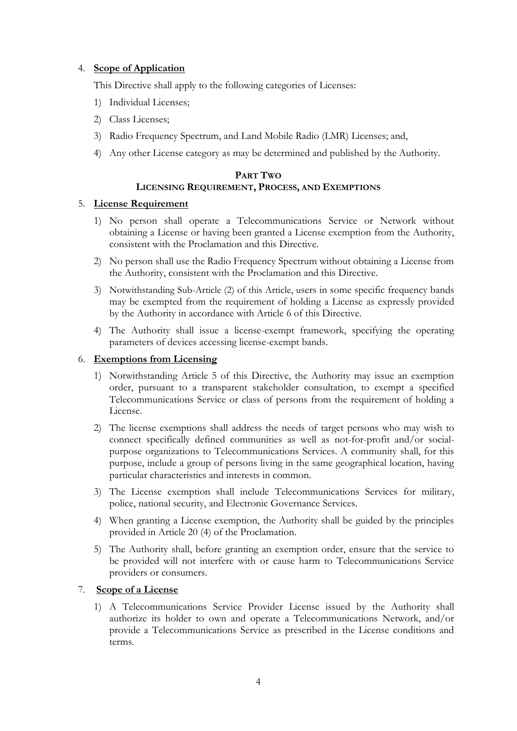4. **Scope of Application**

This Directive shall apply to the following categories of Licenses:

1) Individual Licenses;
2) Class Licenses;
3) Radio Frequency Spectrum, and Land Mobile Radio (LMR) Licenses; and,
4) Any other License category as may be determined and published by the Authority.

## PART TWO
## LICENSING REQUIREMENT, PROCESS, AND EXEMPTIONS

5. **License Requirement**

1) No person shall operate a Telecommunications Service or Network without obtaining a License or having been granted a License exemption from the Authority, consistent with the Proclamation and this Directive.
2) No person shall use the Radio Frequency Spectrum without obtaining a License from the Authority, consistent with the Proclamation and this Directive.
3) Notwithstanding Sub-Article (2) of this Article, users in some specific frequency bands may be exempted from the requirement of holding a License as expressly provided by the Authority in accordance with Article 6 of this Directive.
4) The Authority shall issue a license-exempt framework, specifying the operating parameters of devices accessing license-exempt bands.

6. **Exemptions from Licensing**

1) Notwithstanding Article 5 of this Directive, the Authority may issue an exemption order, pursuant to a transparent stakeholder consultation, to exempt a specified Telecommunications Service or class of persons from the requirement of holding a License.
2) The license exemptions shall address the needs of target persons who may wish to connect specifically defined communities as well as not-for-profit and/or social-purpose organizations to Telecommunications Services. A community shall, for this purpose, include a group of persons living in the same geographical location, having particular characteristics and interests in common.
3) The License exemption shall include Telecommunications Services for military, police, national security, and Electronic Governance Services.
4) When granting a License exemption, the Authority shall be guided by the principles provided in Article 20 (4) of the Proclamation.
5) The Authority shall, before granting an exemption order, ensure that the service to be provided will not interfere with or cause harm to Telecommunications Service providers or consumers.

7. **Scope of a License**

1) A Telecommunications Service Provider License issued by the Authority shall authorize its holder to own and operate a Telecommunications Network, and/or provide a Telecommunications Service as prescribed in the License conditions and terms.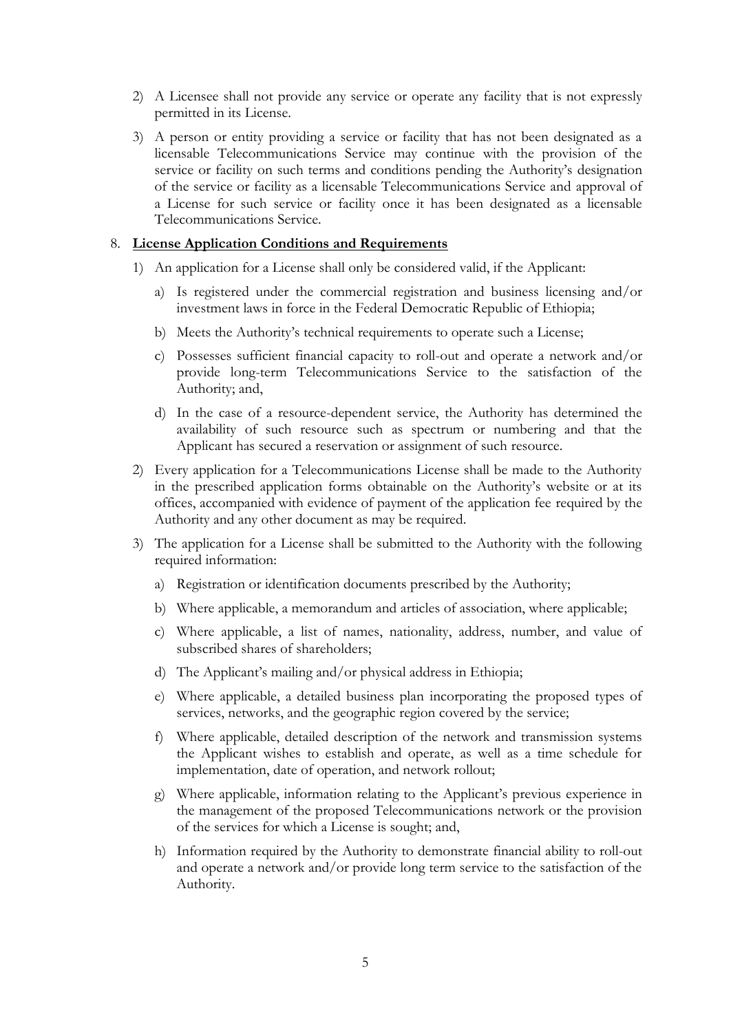2) A Licensee shall not provide any service or operate any facility that is not expressly permitted in its License.

3) A person or entity providing a service or facility that has not been designated as a licensable Telecommunications Service may continue with the provision of the service or facility on such terms and conditions pending the Authority's designation of the service or facility as a licensable Telecommunications Service and approval of a License for such service or facility once it has been designated as a licensable Telecommunications Service.

8. **License Application Conditions and Requirements**

1) An application for a License shall only be considered valid, if the Applicant:

   a) Is registered under the commercial registration and business licensing and/or investment laws in force in the Federal Democratic Republic of Ethiopia;

   b) Meets the Authority's technical requirements to operate such a License;

   c) Possesses sufficient financial capacity to roll-out and operate a network and/or provide long-term Telecommunications Service to the satisfaction of the Authority; and,

   d) In the case of a resource-dependent service, the Authority has determined the availability of such resource such as spectrum or numbering and that the Applicant has secured a reservation or assignment of such resource.

2) Every application for a Telecommunications License shall be made to the Authority in the prescribed application forms obtainable on the Authority's website or at its offices, accompanied with evidence of payment of the application fee required by the Authority and any other document as may be required.

3) The application for a License shall be submitted to the Authority with the following required information:

   a) Registration or identification documents prescribed by the Authority;

   b) Where applicable, a memorandum and articles of association, where applicable;

   c) Where applicable, a list of names, nationality, address, number, and value of subscribed shares of shareholders;

   d) The Applicant's mailing and/or physical address in Ethiopia;

   e) Where applicable, a detailed business plan incorporating the proposed types of services, networks, and the geographic region covered by the service;

   f) Where applicable, detailed description of the network and transmission systems the Applicant wishes to establish and operate, as well as a time schedule for implementation, date of operation, and network rollout;

   g) Where applicable, information relating to the Applicant's previous experience in the management of the proposed Telecommunications network or the provision of the services for which a License is sought; and,

   h) Information required by the Authority to demonstrate financial ability to roll-out and operate a network and/or provide long term service to the satisfaction of the Authority.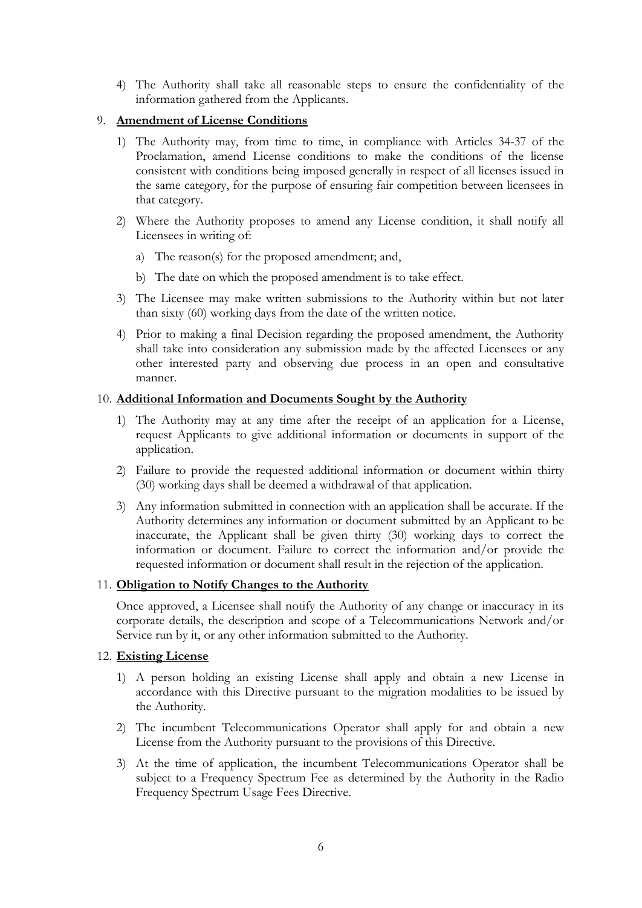4) The Authority shall take all reasonable steps to ensure the confidentiality of the information gathered from the Applicants.

9. **Amendment of License Conditions**

   1) The Authority may, from time to time, in compliance with Articles 34-37 of the Proclamation, amend License conditions to make the conditions of the license consistent with conditions being imposed generally in respect of all licenses issued in the same category, for the purpose of ensuring fair competition between licensees in that category.

   2) Where the Authority proposes to amend any License condition, it shall notify all Licensees in writing of:

      a) The reason(s) for the proposed amendment; and,

      b) The date on which the proposed amendment is to take effect.

   3) The Licensee may make written submissions to the Authority within but not later than sixty (60) working days from the date of the written notice.

   4) Prior to making a final Decision regarding the proposed amendment, the Authority shall take into consideration any submission made by the affected Licensees or any other interested party and observing due process in an open and consultative manner.

10. **Additional Information and Documents Sought by the Authority**

    1) The Authority may at any time after the receipt of an application for a License, request Applicants to give additional information or documents in support of the application.

    2) Failure to provide the requested additional information or document within thirty (30) working days shall be deemed a withdrawal of that application.

    3) Any information submitted in connection with an application shall be accurate. If the Authority determines any information or document submitted by an Applicant to be inaccurate, the Applicant shall be given thirty (30) working days to correct the information or document. Failure to correct the information and/or provide the requested information or document shall result in the rejection of the application.

11. **Obligation to Notify Changes to the Authority**

    Once approved, a Licensee shall notify the Authority of any change or inaccuracy in its corporate details, the description and scope of a Telecommunications Network and/or Service run by it, or any other information submitted to the Authority.

12. **Existing License**

    1) A person holding an existing License shall apply and obtain a new License in accordance with this Directive pursuant to the migration modalities to be issued by the Authority.

    2) The incumbent Telecommunications Operator shall apply for and obtain a new License from the Authority pursuant to the provisions of this Directive.

    3) At the time of application, the incumbent Telecommunications Operator shall be subject to a Frequency Spectrum Fee as determined by the Authority in the Radio Frequency Spectrum Usage Fees Directive.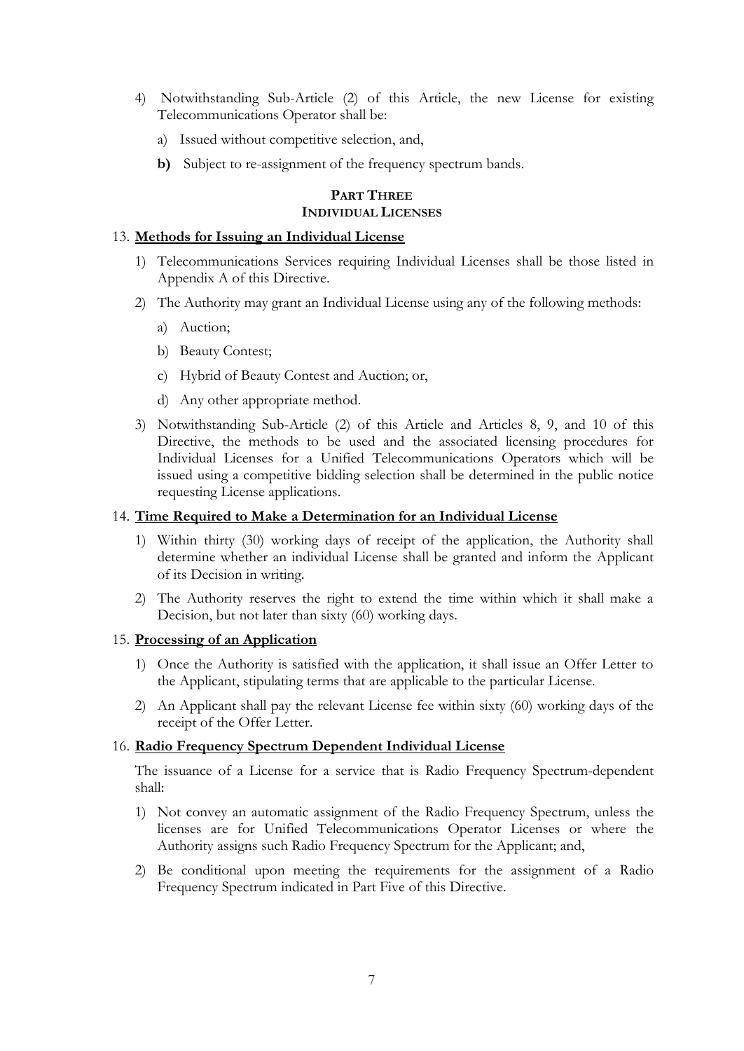4) Notwithstanding Sub-Article (2) of this Article, the new License for existing Telecommunications Operator shall be:

   a) Issued without competitive selection, and,

   **b)** Subject to re-assignment of the frequency spectrum bands.

## PART THREE
## INDIVIDUAL LICENSES

### 13. Methods for Issuing an Individual License

1) Telecommunications Services requiring Individual Licenses shall be those listed in Appendix A of this Directive.

2) The Authority may grant an Individual License using any of the following methods:

   a) Auction;

   b) Beauty Contest;

   c) Hybrid of Beauty Contest and Auction; or,

   d) Any other appropriate method.

3) Notwithstanding Sub-Article (2) of this Article and Articles 8, 9, and 10 of this Directive, the methods to be used and the associated licensing procedures for Individual Licenses for a Unified Telecommunications Operators which will be issued using a competitive bidding selection shall be determined in the public notice requesting License applications.

### 14. Time Required to Make a Determination for an Individual License

1) Within thirty (30) working days of receipt of the application, the Authority shall determine whether an individual License shall be granted and inform the Applicant of its Decision in writing.

2) The Authority reserves the right to extend the time within which it shall make a Decision, but not later than sixty (60) working days.

### 15. Processing of an Application

1) Once the Authority is satisfied with the application, it shall issue an Offer Letter to the Applicant, stipulating terms that are applicable to the particular License.

2) An Applicant shall pay the relevant License fee within sixty (60) working days of the receipt of the Offer Letter.

### 16. Radio Frequency Spectrum Dependent Individual License

The issuance of a License for a service that is Radio Frequency Spectrum-dependent shall:

1) Not convey an automatic assignment of the Radio Frequency Spectrum, unless the licenses are for Unified Telecommunications Operator Licenses or where the Authority assigns such Radio Frequency Spectrum for the Applicant; and,

2) Be conditional upon meeting the requirements for the assignment of a Radio Frequency Spectrum indicated in Part Five of this Directive.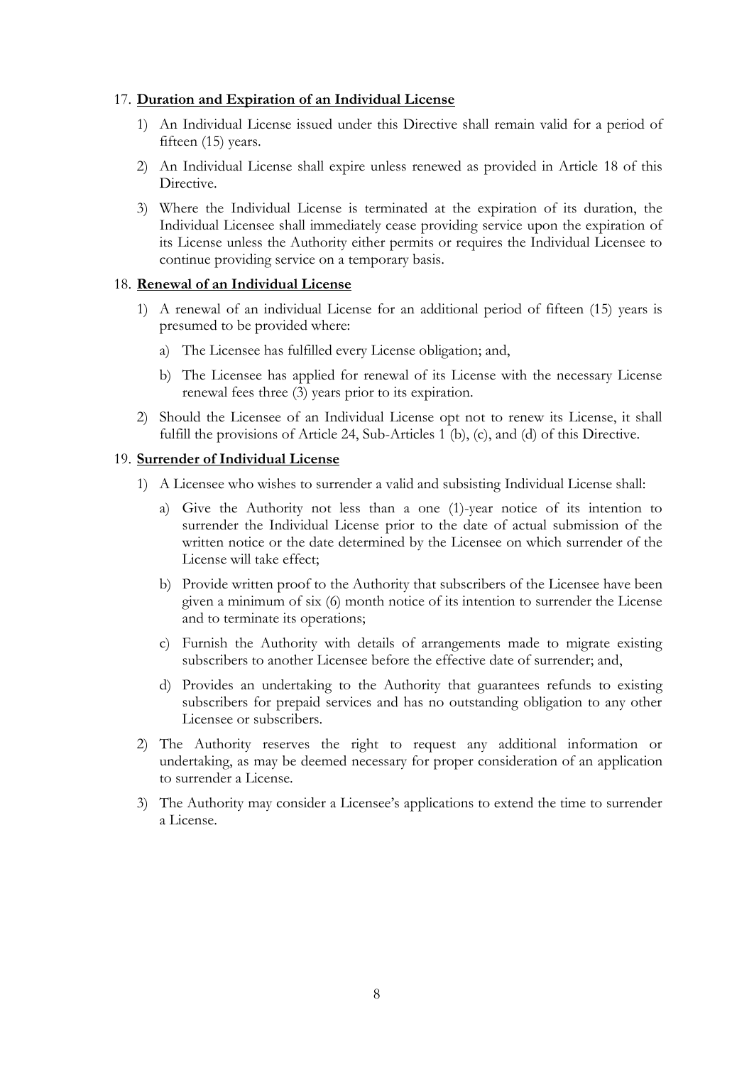17. **Duration and Expiration of an Individual License**

    1) An Individual License issued under this Directive shall remain valid for a period of fifteen (15) years.

    2) An Individual License shall expire unless renewed as provided in Article 18 of this Directive.

    3) Where the Individual License is terminated at the expiration of its duration, the Individual Licensee shall immediately cease providing service upon the expiration of its License unless the Authority either permits or requires the Individual Licensee to continue providing service on a temporary basis.

18. **Renewal of an Individual License**

    1) A renewal of an individual License for an additional period of fifteen (15) years is presumed to be provided where:

       a) The Licensee has fulfilled every License obligation; and,

       b) The Licensee has applied for renewal of its License with the necessary License renewal fees three (3) years prior to its expiration.

    2) Should the Licensee of an Individual License opt not to renew its License, it shall fulfill the provisions of Article 24, Sub-Articles 1 (b), (c), and (d) of this Directive.

19. **Surrender of Individual License**

    1) A Licensee who wishes to surrender a valid and subsisting Individual License shall:

       a) Give the Authority not less than a one (1)-year notice of its intention to surrender the Individual License prior to the date of actual submission of the written notice or the date determined by the Licensee on which surrender of the License will take effect;

       b) Provide written proof to the Authority that subscribers of the Licensee have been given a minimum of six (6) month notice of its intention to surrender the License and to terminate its operations;

       c) Furnish the Authority with details of arrangements made to migrate existing subscribers to another Licensee before the effective date of surrender; and,

       d) Provides an undertaking to the Authority that guarantees refunds to existing subscribers for prepaid services and has no outstanding obligation to any other Licensee or subscribers.

    2) The Authority reserves the right to request any additional information or undertaking, as may be deemed necessary for proper consideration of an application to surrender a License.

    3) The Authority may consider a Licensee's applications to extend the time to surrender a License.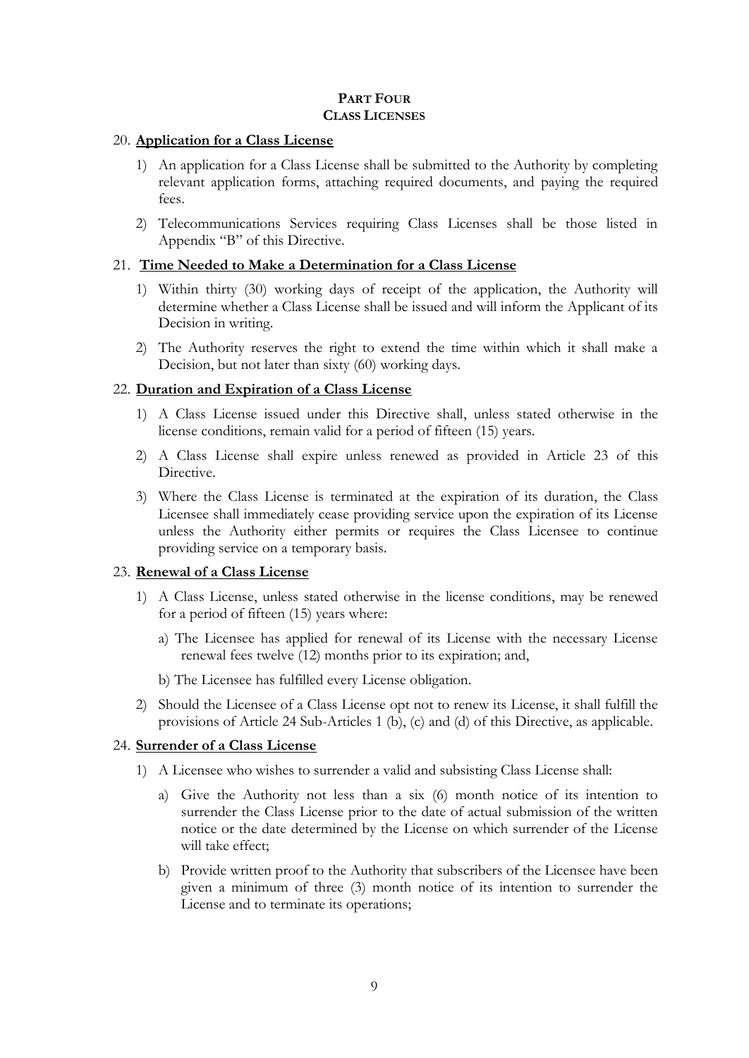# PART FOUR
## CLASS LICENSES

### 20. Application for a Class License

1) An application for a Class License shall be submitted to the Authority by completing relevant application forms, attaching required documents, and paying the required fees.

2) Telecommunications Services requiring Class Licenses shall be those listed in Appendix "B" of this Directive.

### 21. Time Needed to Make a Determination for a Class License

1) Within thirty (30) working days of receipt of the application, the Authority will determine whether a Class License shall be issued and will inform the Applicant of its Decision in writing.

2) The Authority reserves the right to extend the time within which it shall make a Decision, but not later than sixty (60) working days.

### 22. Duration and Expiration of a Class License

1) A Class License issued under this Directive shall, unless stated otherwise in the license conditions, remain valid for a period of fifteen (15) years.

2) A Class License shall expire unless renewed as provided in Article 23 of this Directive.

3) Where the Class License is terminated at the expiration of its duration, the Class Licensee shall immediately cease providing service upon the expiration of its License unless the Authority either permits or requires the Class Licensee to continue providing service on a temporary basis.

### 23. Renewal of a Class License

1) A Class License, unless stated otherwise in the license conditions, may be renewed for a period of fifteen (15) years where:

   a) The Licensee has applied for renewal of its License with the necessary License renewal fees twelve (12) months prior to its expiration; and,

   b) The Licensee has fulfilled every License obligation.

2) Should the Licensee of a Class License opt not to renew its License, it shall fulfill the provisions of Article 24 Sub-Articles 1 (b), (c) and (d) of this Directive, as applicable.

### 24. Surrender of a Class License

1) A Licensee who wishes to surrender a valid and subsisting Class License shall:

   a) Give the Authority not less than a six (6) month notice of its intention to surrender the Class License prior to the date of actual submission of the written notice or the date determined by the License on which surrender of the License will take effect;

   b) Provide written proof to the Authority that subscribers of the Licensee have been given a minimum of three (3) month notice of its intention to surrender the License and to terminate its operations;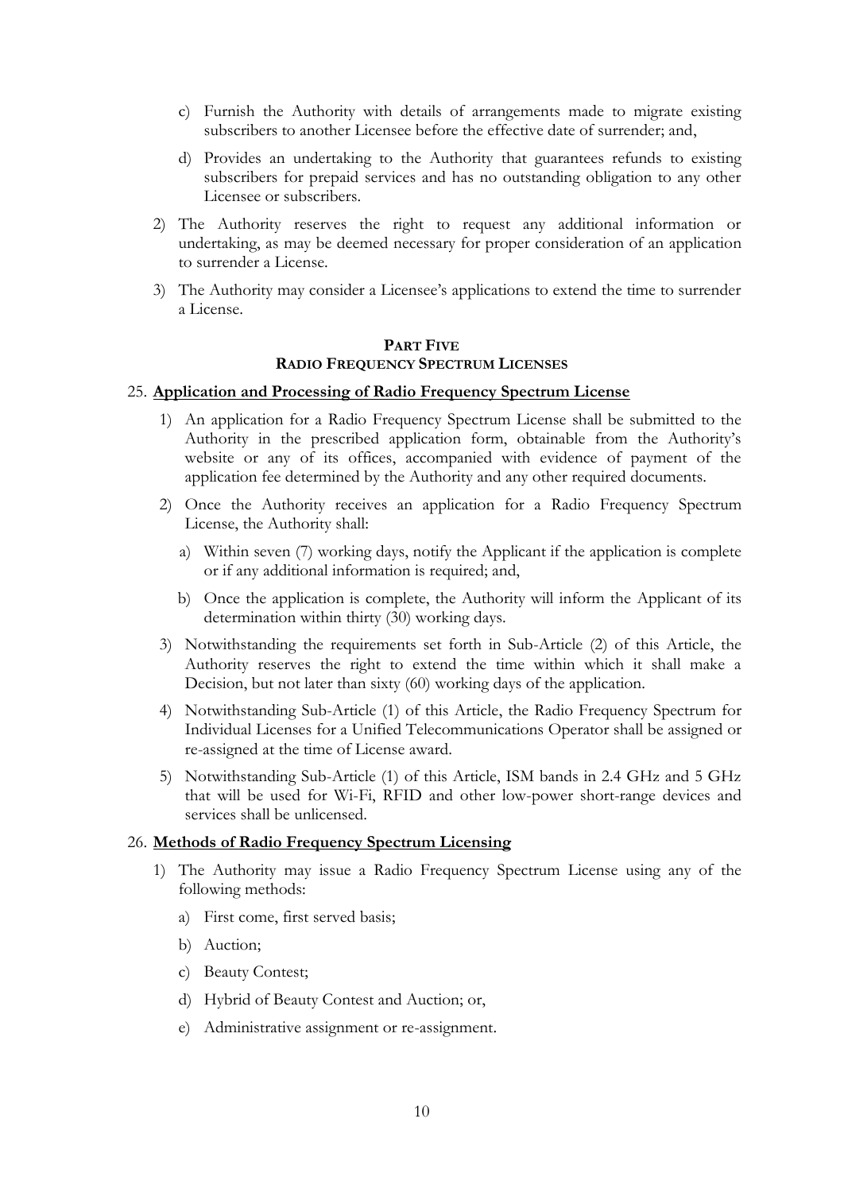c) Furnish the Authority with details of arrangements made to migrate existing subscribers to another Licensee before the effective date of surrender; and,

d) Provides an undertaking to the Authority that guarantees refunds to existing subscribers for prepaid services and has no outstanding obligation to any other Licensee or subscribers.

2) The Authority reserves the right to request any additional information or undertaking, as may be deemed necessary for proper consideration of an application to surrender a License.

3) The Authority may consider a Licensee's applications to extend the time to surrender a License.

## PART FIVE
## RADIO FREQUENCY SPECTRUM LICENSES

25. **Application and Processing of Radio Frequency Spectrum License**

1) An application for a Radio Frequency Spectrum License shall be submitted to the Authority in the prescribed application form, obtainable from the Authority's website or any of its offices, accompanied with evidence of payment of the application fee determined by the Authority and any other required documents.

2) Once the Authority receives an application for a Radio Frequency Spectrum License, the Authority shall:

   a) Within seven (7) working days, notify the Applicant if the application is complete or if any additional information is required; and,

   b) Once the application is complete, the Authority will inform the Applicant of its determination within thirty (30) working days.

3) Notwithstanding the requirements set forth in Sub-Article (2) of this Article, the Authority reserves the right to extend the time within which it shall make a Decision, but not later than sixty (60) working days of the application.

4) Notwithstanding Sub-Article (1) of this Article, the Radio Frequency Spectrum for Individual Licenses for a Unified Telecommunications Operator shall be assigned or re-assigned at the time of License award.

5) Notwithstanding Sub-Article (1) of this Article, ISM bands in 2.4 GHz and 5 GHz that will be used for Wi-Fi, RFID and other low-power short-range devices and services shall be unlicensed.

26. **Methods of Radio Frequency Spectrum Licensing**

1) The Authority may issue a Radio Frequency Spectrum License using any of the following methods:

   a) First come, first served basis;

   b) Auction;

   c) Beauty Contest;

   d) Hybrid of Beauty Contest and Auction; or,

   e) Administrative assignment or re-assignment.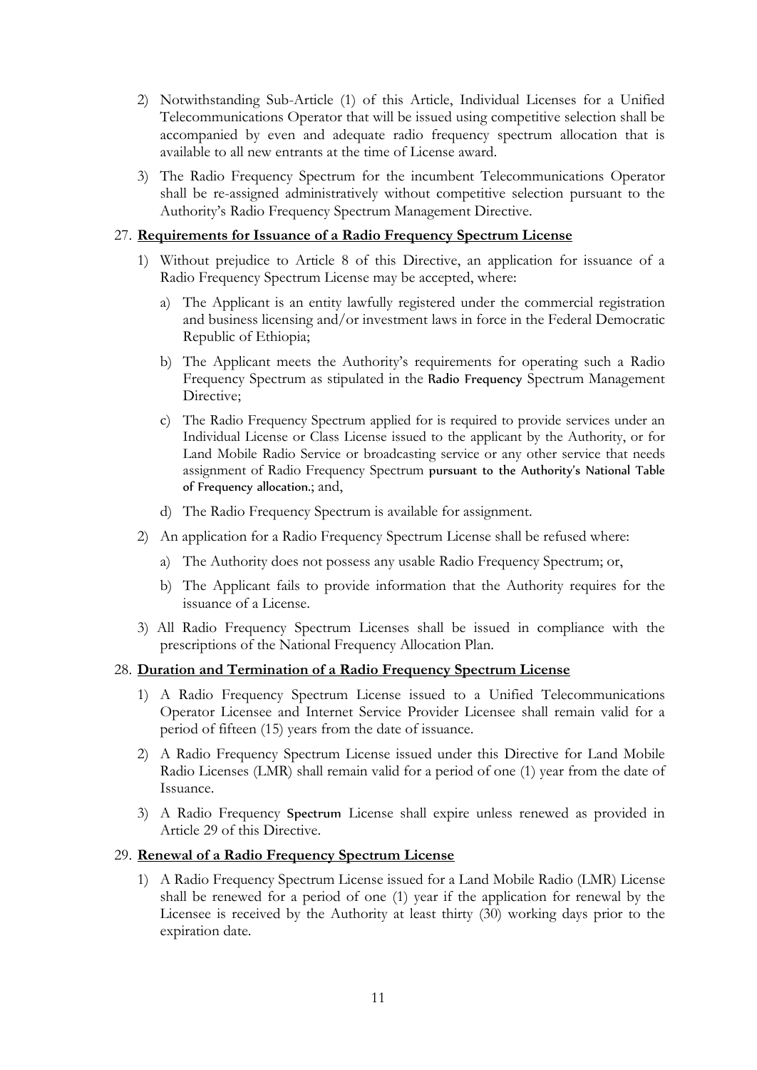2) Notwithstanding Sub-Article (1) of this Article, Individual Licenses for a Unified Telecommunications Operator that will be issued using competitive selection shall be accompanied by even and adequate radio frequency spectrum allocation that is available to all new entrants at the time of License award.

3) The Radio Frequency Spectrum for the incumbent Telecommunications Operator shall be re-assigned administratively without competitive selection pursuant to the Authority's Radio Frequency Spectrum Management Directive.

27. **Requirements for Issuance of a Radio Frequency Spectrum License**

1) Without prejudice to Article 8 of this Directive, an application for issuance of a Radio Frequency Spectrum License may be accepted, where:

   a) The Applicant is an entity lawfully registered under the commercial registration and business licensing and/or investment laws in force in the Federal Democratic Republic of Ethiopia;

   b) The Applicant meets the Authority's requirements for operating such a Radio Frequency Spectrum as stipulated in the Radio Frequency Spectrum Management Directive;

   c) The Radio Frequency Spectrum applied for is required to provide services under an Individual License or Class License issued to the applicant by the Authority, or for Land Mobile Radio Service or broadcasting service or any other service that needs assignment of Radio Frequency Spectrum pursuant to the Authority's National Table of Frequency allocation.; and,

   d) The Radio Frequency Spectrum is available for assignment.

2) An application for a Radio Frequency Spectrum License shall be refused where:

   a) The Authority does not possess any usable Radio Frequency Spectrum; or,

   b) The Applicant fails to provide information that the Authority requires for the issuance of a License.

3) All Radio Frequency Spectrum Licenses shall be issued in compliance with the prescriptions of the National Frequency Allocation Plan.

28. **Duration and Termination of a Radio Frequency Spectrum License**

1) A Radio Frequency Spectrum License issued to a Unified Telecommunications Operator Licensee and Internet Service Provider Licensee shall remain valid for a period of fifteen (15) years from the date of issuance.

2) A Radio Frequency Spectrum License issued under this Directive for Land Mobile Radio Licenses (LMR) shall remain valid for a period of one (1) year from the date of Issuance.

3) A Radio Frequency Spectrum License shall expire unless renewed as provided in Article 29 of this Directive.

29. **Renewal of a Radio Frequency Spectrum License**

1) A Radio Frequency Spectrum License issued for a Land Mobile Radio (LMR) License shall be renewed for a period of one (1) year if the application for renewal by the Licensee is received by the Authority at least thirty (30) working days prior to the expiration date.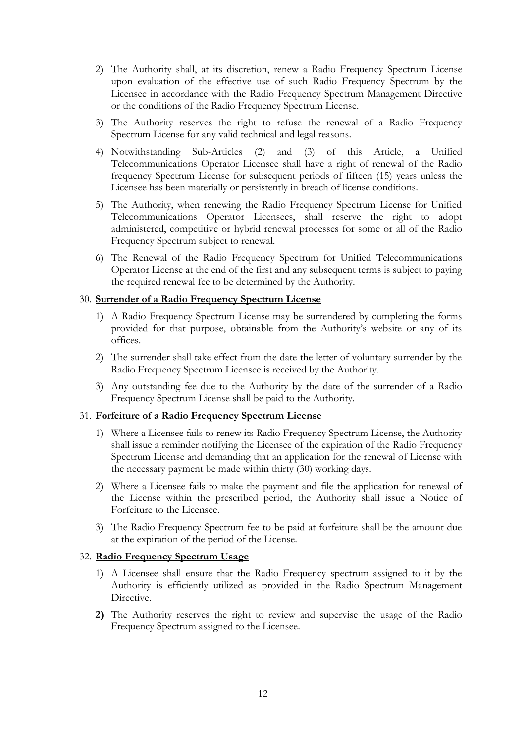2) The Authority shall, at its discretion, renew a Radio Frequency Spectrum License upon evaluation of the effective use of such Radio Frequency Spectrum by the Licensee in accordance with the Radio Frequency Spectrum Management Directive or the conditions of the Radio Frequency Spectrum License.

3) The Authority reserves the right to refuse the renewal of a Radio Frequency Spectrum License for any valid technical and legal reasons.

4) Notwithstanding Sub-Articles (2) and (3) of this Article, a Unified Telecommunications Operator Licensee shall have a right of renewal of the Radio frequency Spectrum License for subsequent periods of fifteen (15) years unless the Licensee has been materially or persistently in breach of license conditions.

5) The Authority, when renewing the Radio Frequency Spectrum License for Unified Telecommunications Operator Licensees, shall reserve the right to adopt administered, competitive or hybrid renewal processes for some or all of the Radio Frequency Spectrum subject to renewal.

6) The Renewal of the Radio Frequency Spectrum for Unified Telecommunications Operator License at the end of the first and any subsequent terms is subject to paying the required renewal fee to be determined by the Authority.

30. **Surrender of a Radio Frequency Spectrum License**

1) A Radio Frequency Spectrum License may be surrendered by completing the forms provided for that purpose, obtainable from the Authority's website or any of its offices.

2) The surrender shall take effect from the date the letter of voluntary surrender by the Radio Frequency Spectrum Licensee is received by the Authority.

3) Any outstanding fee due to the Authority by the date of the surrender of a Radio Frequency Spectrum License shall be paid to the Authority.

31. **Forfeiture of a Radio Frequency Spectrum License**

1) Where a Licensee fails to renew its Radio Frequency Spectrum License, the Authority shall issue a reminder notifying the Licensee of the expiration of the Radio Frequency Spectrum License and demanding that an application for the renewal of License with the necessary payment be made within thirty (30) working days.

2) Where a Licensee fails to make the payment and file the application for renewal of the License within the prescribed period, the Authority shall issue a Notice of Forfeiture to the Licensee.

3) The Radio Frequency Spectrum fee to be paid at forfeiture shall be the amount due at the expiration of the period of the License.

32. **Radio Frequency Spectrum Usage**

1) A Licensee shall ensure that the Radio Frequency spectrum assigned to it by the Authority is efficiently utilized as provided in the Radio Spectrum Management Directive.

**2)** The Authority reserves the right to review and supervise the usage of the Radio Frequency Spectrum assigned to the Licensee.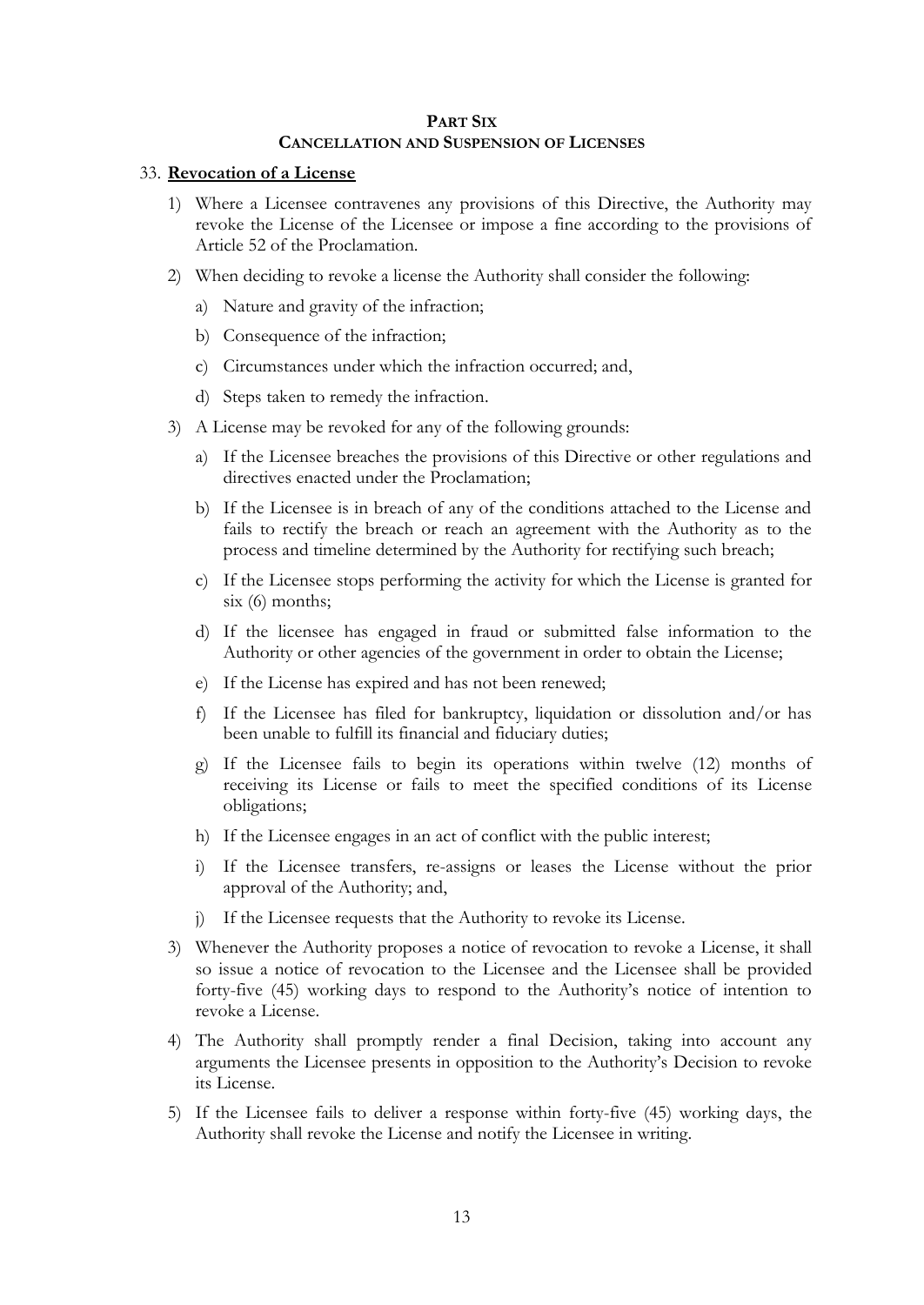## PART SIX

## CANCELLATION AND SUSPENSION OF LICENSES

33. **Revocation of a License**

1) Where a Licensee contravenes any provisions of this Directive, the Authority may revoke the License of the Licensee or impose a fine according to the provisions of Article 52 of the Proclamation.

2) When deciding to revoke a license the Authority shall consider the following:

   a) Nature and gravity of the infraction;

   b) Consequence of the infraction;

   c) Circumstances under which the infraction occurred; and,

   d) Steps taken to remedy the infraction.

3) A License may be revoked for any of the following grounds:

   a) If the Licensee breaches the provisions of this Directive or other regulations and directives enacted under the Proclamation;

   b) If the Licensee is in breach of any of the conditions attached to the License and fails to rectify the breach or reach an agreement with the Authority as to the process and timeline determined by the Authority for rectifying such breach;

   c) If the Licensee stops performing the activity for which the License is granted for six (6) months;

   d) If the licensee has engaged in fraud or submitted false information to the Authority or other agencies of the government in order to obtain the License;

   e) If the License has expired and has not been renewed;

   f) If the Licensee has filed for bankruptcy, liquidation or dissolution and/or has been unable to fulfill its financial and fiduciary duties;

   g) If the Licensee fails to begin its operations within twelve (12) months of receiving its License or fails to meet the specified conditions of its License obligations;

   h) If the Licensee engages in an act of conflict with the public interest;

   i) If the Licensee transfers, re-assigns or leases the License without the prior approval of the Authority; and,

   j) If the Licensee requests that the Authority to revoke its License.

3) Whenever the Authority proposes a notice of revocation to revoke a License, it shall so issue a notice of revocation to the Licensee and the Licensee shall be provided forty-five (45) working days to respond to the Authority's notice of intention to revoke a License.

4) The Authority shall promptly render a final Decision, taking into account any arguments the Licensee presents in opposition to the Authority's Decision to revoke its License.

5) If the Licensee fails to deliver a response within forty-five (45) working days, the Authority shall revoke the License and notify the Licensee in writing.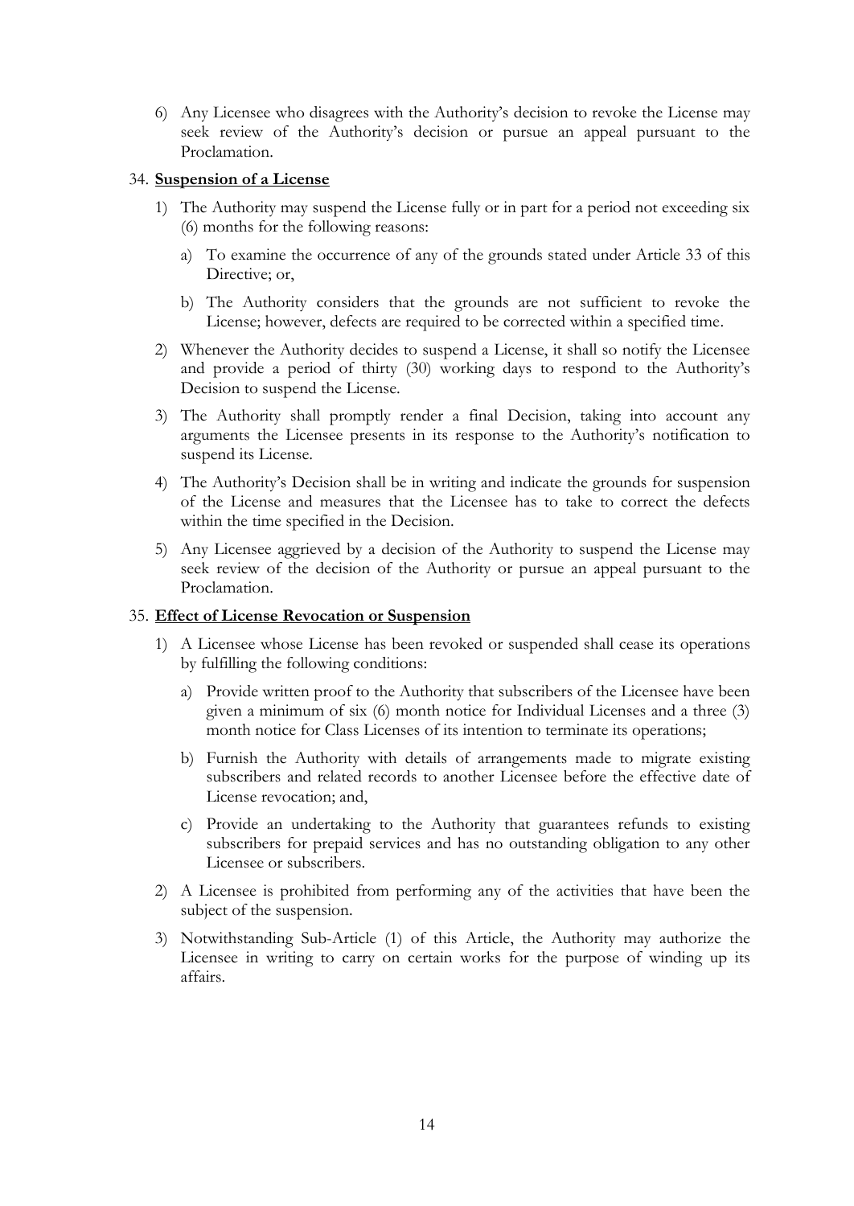6) Any Licensee who disagrees with the Authority's decision to revoke the License may seek review of the Authority's decision or pursue an appeal pursuant to the Proclamation.

34. **Suspension of a License**

1) The Authority may suspend the License fully or in part for a period not exceeding six (6) months for the following reasons:

   a) To examine the occurrence of any of the grounds stated under Article 33 of this Directive; or,

   b) The Authority considers that the grounds are not sufficient to revoke the License; however, defects are required to be corrected within a specified time.

2) Whenever the Authority decides to suspend a License, it shall so notify the Licensee and provide a period of thirty (30) working days to respond to the Authority's Decision to suspend the License.

3) The Authority shall promptly render a final Decision, taking into account any arguments the Licensee presents in its response to the Authority's notification to suspend its License.

4) The Authority's Decision shall be in writing and indicate the grounds for suspension of the License and measures that the Licensee has to take to correct the defects within the time specified in the Decision.

5) Any Licensee aggrieved by a decision of the Authority to suspend the License may seek review of the decision of the Authority or pursue an appeal pursuant to the Proclamation.

35. **Effect of License Revocation or Suspension**

1) A Licensee whose License has been revoked or suspended shall cease its operations by fulfilling the following conditions:

   a) Provide written proof to the Authority that subscribers of the Licensee have been given a minimum of six (6) month notice for Individual Licenses and a three (3) month notice for Class Licenses of its intention to terminate its operations;

   b) Furnish the Authority with details of arrangements made to migrate existing subscribers and related records to another Licensee before the effective date of License revocation; and,

   c) Provide an undertaking to the Authority that guarantees refunds to existing subscribers for prepaid services and has no outstanding obligation to any other Licensee or subscribers.

2) A Licensee is prohibited from performing any of the activities that have been the subject of the suspension.

3) Notwithstanding Sub-Article (1) of this Article, the Authority may authorize the Licensee in writing to carry on certain works for the purpose of winding up its affairs.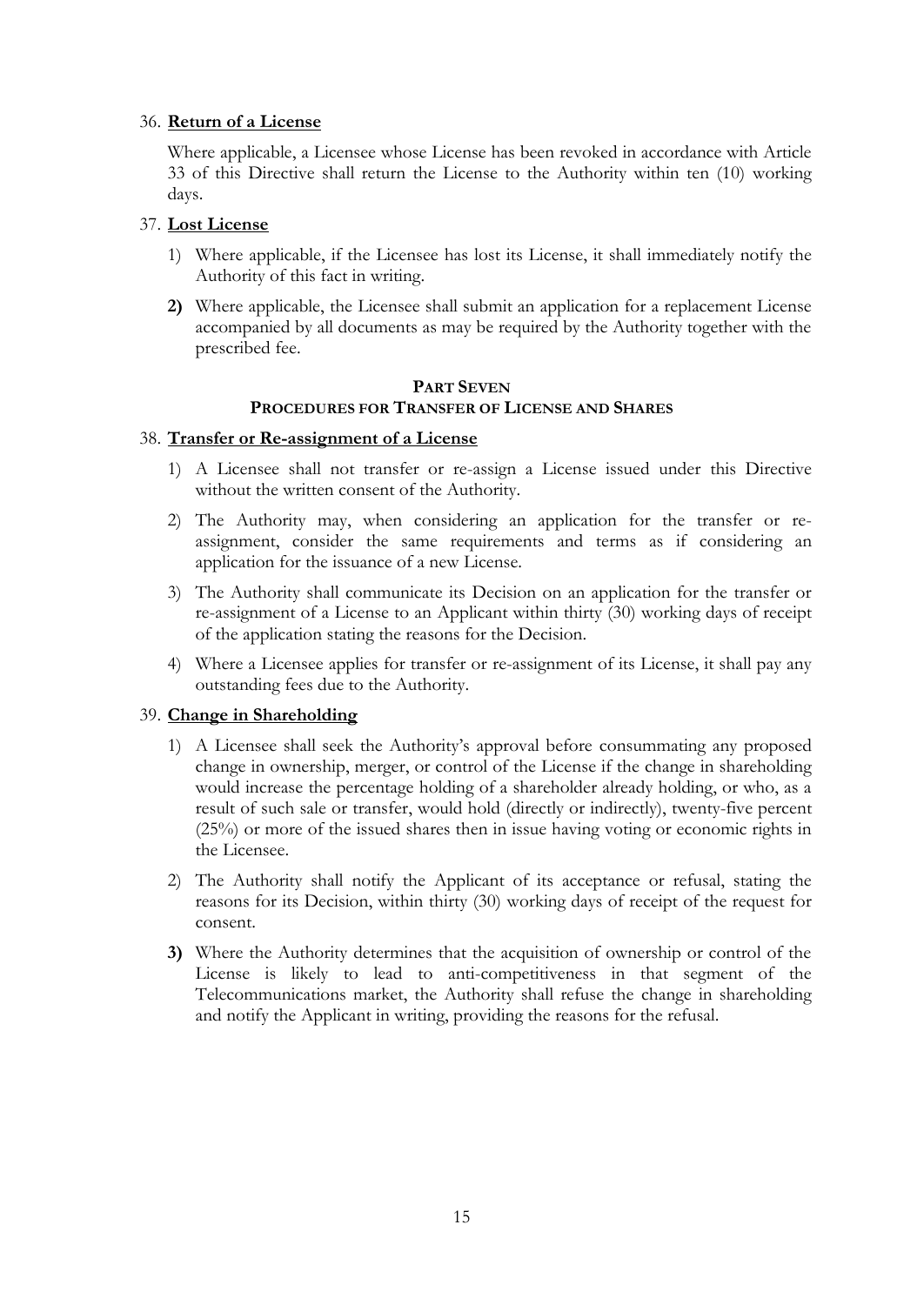36. **Return of a License**

Where applicable, a Licensee whose License has been revoked in accordance with Article 33 of this Directive shall return the License to the Authority within ten (10) working days.

37. **Lost License**

1) Where applicable, if the Licensee has lost its License, it shall immediately notify the Authority of this fact in writing.

**2)** Where applicable, the Licensee shall submit an application for a replacement License accompanied by all documents as may be required by the Authority together with the prescribed fee.

## PART SEVEN
## PROCEDURES FOR TRANSFER OF LICENSE AND SHARES

38. **Transfer or Re-assignment of a License**

1) A Licensee shall not transfer or re-assign a License issued under this Directive without the written consent of the Authority.

2) The Authority may, when considering an application for the transfer or re-assignment, consider the same requirements and terms as if considering an application for the issuance of a new License.

3) The Authority shall communicate its Decision on an application for the transfer or re-assignment of a License to an Applicant within thirty (30) working days of receipt of the application stating the reasons for the Decision.

4) Where a Licensee applies for transfer or re-assignment of its License, it shall pay any outstanding fees due to the Authority.

39. **Change in Shareholding**

1) A Licensee shall seek the Authority's approval before consummating any proposed change in ownership, merger, or control of the License if the change in shareholding would increase the percentage holding of a shareholder already holding, or who, as a result of such sale or transfer, would hold (directly or indirectly), twenty-five percent (25%) or more of the issued shares then in issue having voting or economic rights in the Licensee.

2) The Authority shall notify the Applicant of its acceptance or refusal, stating the reasons for its Decision, within thirty (30) working days of receipt of the request for consent.

**3)** Where the Authority determines that the acquisition of ownership or control of the License is likely to lead to anti-competitiveness in that segment of the Telecommunications market, the Authority shall refuse the change in shareholding and notify the Applicant in writing, providing the reasons for the refusal.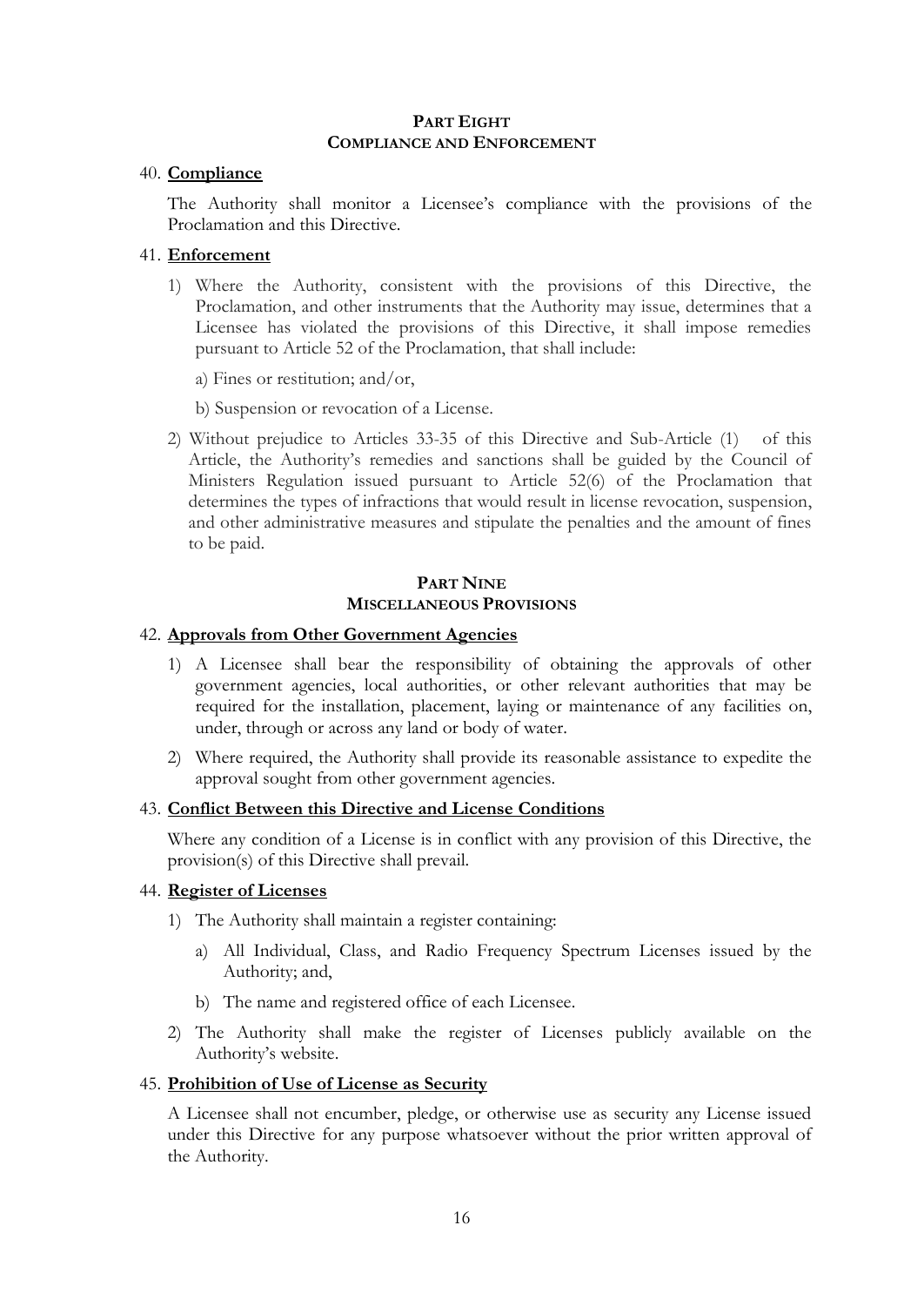## PART EIGHT
## COMPLIANCE AND ENFORCEMENT

40. **Compliance**

The Authority shall monitor a Licensee's compliance with the provisions of the Proclamation and this Directive.

41. **Enforcement**

1) Where the Authority, consistent with the provisions of this Directive, the Proclamation, and other instruments that the Authority may issue, determines that a Licensee has violated the provisions of this Directive, it shall impose remedies pursuant to Article 52 of the Proclamation, that shall include:

   a) Fines or restitution; and/or,

   b) Suspension or revocation of a License.

2) Without prejudice to Articles 33-35 of this Directive and Sub-Article (1) of this Article, the Authority's remedies and sanctions shall be guided by the Council of Ministers Regulation issued pursuant to Article 52(6) of the Proclamation that determines the types of infractions that would result in license revocation, suspension, and other administrative measures and stipulate the penalties and the amount of fines to be paid.

## PART NINE
## MISCELLANEOUS PROVISIONS

42. **Approvals from Other Government Agencies**

1) A Licensee shall bear the responsibility of obtaining the approvals of other government agencies, local authorities, or other relevant authorities that may be required for the installation, placement, laying or maintenance of any facilities on, under, through or across any land or body of water.

2) Where required, the Authority shall provide its reasonable assistance to expedite the approval sought from other government agencies.

43. **Conflict Between this Directive and License Conditions**

Where any condition of a License is in conflict with any provision of this Directive, the provision(s) of this Directive shall prevail.

44. **Register of Licenses**

1) The Authority shall maintain a register containing:

   a) All Individual, Class, and Radio Frequency Spectrum Licenses issued by the Authority; and,

   b) The name and registered office of each Licensee.

2) The Authority shall make the register of Licenses publicly available on the Authority's website.

45. **Prohibition of Use of License as Security**

A Licensee shall not encumber, pledge, or otherwise use as security any License issued under this Directive for any purpose whatsoever without the prior written approval of the Authority.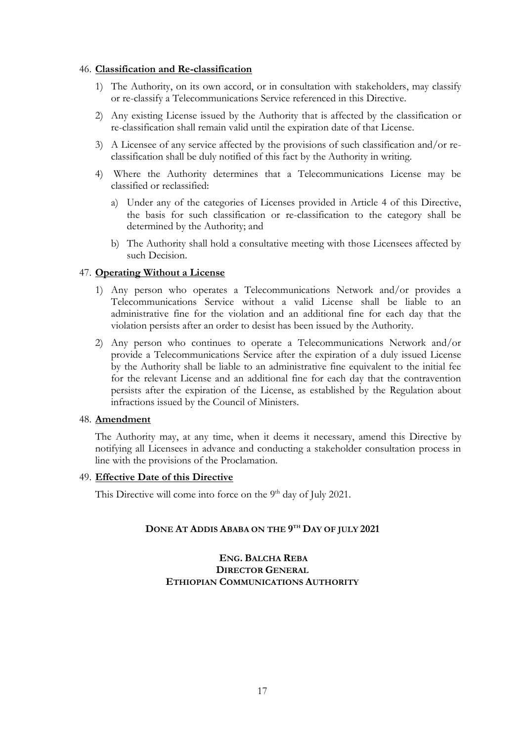46. **Classification and Re-classification**

    1) The Authority, on its own accord, or in consultation with stakeholders, may classify or re-classify a Telecommunications Service referenced in this Directive.

    2) Any existing License issued by the Authority that is affected by the classification or re-classification shall remain valid until the expiration date of that License.

    3) A Licensee of any service affected by the provisions of such classification and/or re-classification shall be duly notified of this fact by the Authority in writing.

    4) Where the Authority determines that a Telecommunications License may be classified or reclassified:

        a) Under any of the categories of Licenses provided in Article 4 of this Directive, the basis for such classification or re-classification to the category shall be determined by the Authority; and

        b) The Authority shall hold a consultative meeting with those Licensees affected by such Decision.

47. **Operating Without a License**

    1) Any person who operates a Telecommunications Network and/or provides a Telecommunications Service without a valid License shall be liable to an administrative fine for the violation and an additional fine for each day that the violation persists after an order to desist has been issued by the Authority.

    2) Any person who continues to operate a Telecommunications Network and/or provide a Telecommunications Service after the expiration of a duly issued License by the Authority shall be liable to an administrative fine equivalent to the initial fee for the relevant License and an additional fine for each day that the contravention persists after the expiration of the License, as established by the Regulation about infractions issued by the Council of Ministers.

48. **Amendment**

    The Authority may, at any time, when it deems it necessary, amend this Directive by notifying all Licensees in advance and conducting a stakeholder consultation process in line with the provisions of the Proclamation.

49. **Effective Date of this Directive**

    This Directive will come into force on the 9th day of July 2021.

**DONE AT ADDIS ABABA ON THE 9TH DAY OF JULY 2021**

**ENG. BALCHA REBA**
**DIRECTOR GENERAL**
**ETHIOPIAN COMMUNICATIONS AUTHORITY**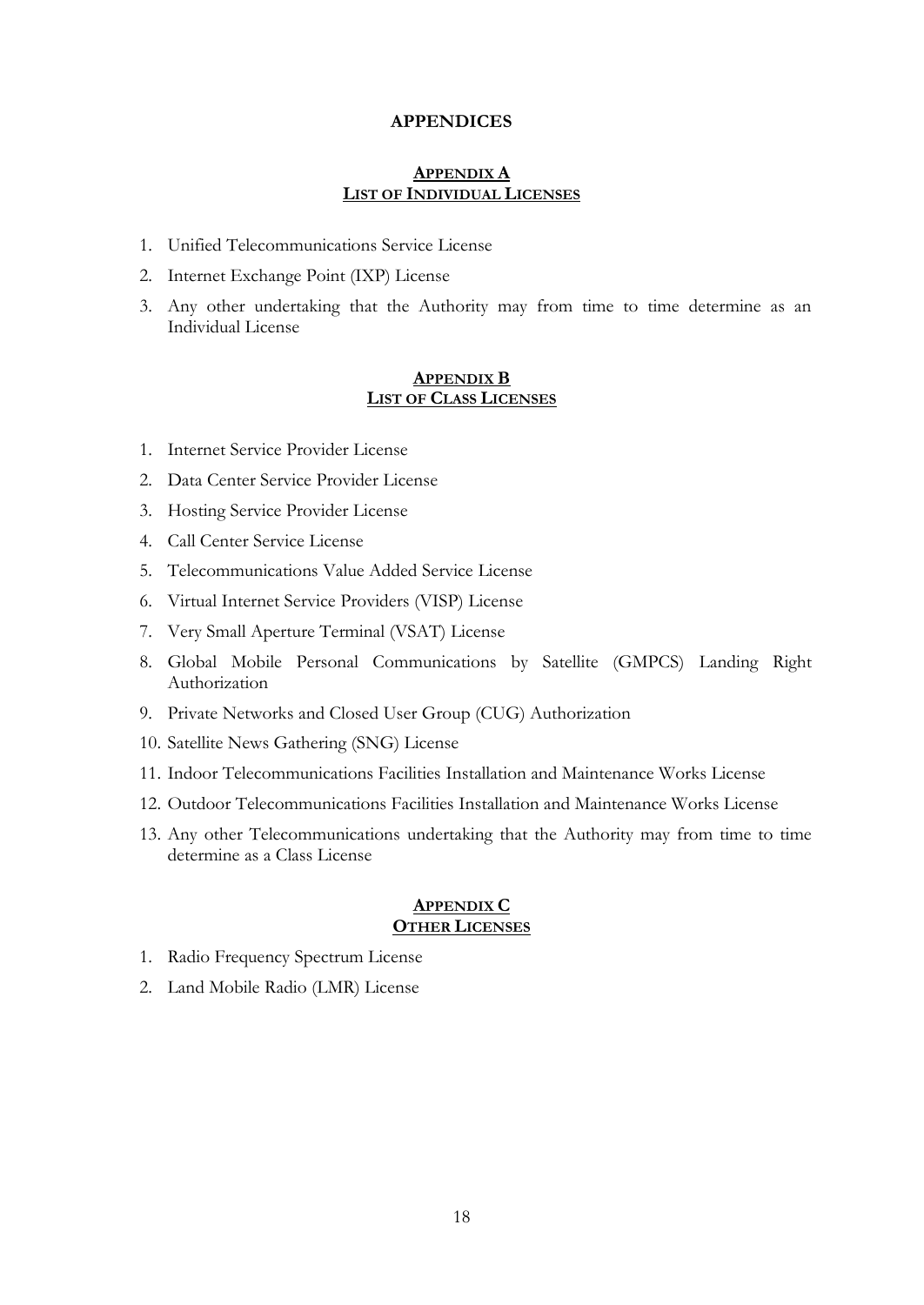# APPENDICES

## APPENDIX A
## LIST OF INDIVIDUAL LICENSES

1. Unified Telecommunications Service License
2. Internet Exchange Point (IXP) License
3. Any other undertaking that the Authority may from time to time determine as an Individual License

## APPENDIX B
## LIST OF CLASS LICENSES

1. Internet Service Provider License
2. Data Center Service Provider License
3. Hosting Service Provider License
4. Call Center Service License
5. Telecommunications Value Added Service License
6. Virtual Internet Service Providers (VISP) License
7. Very Small Aperture Terminal (VSAT) License
8. Global Mobile Personal Communications by Satellite (GMPCS) Landing Right Authorization
9. Private Networks and Closed User Group (CUG) Authorization
10. Satellite News Gathering (SNG) License
11. Indoor Telecommunications Facilities Installation and Maintenance Works License
12. Outdoor Telecommunications Facilities Installation and Maintenance Works License
13. Any other Telecommunications undertaking that the Authority may from time to time determine as a Class License

## APPENDIX C
## OTHER LICENSES

1. Radio Frequency Spectrum License
2. Land Mobile Radio (LMR) License